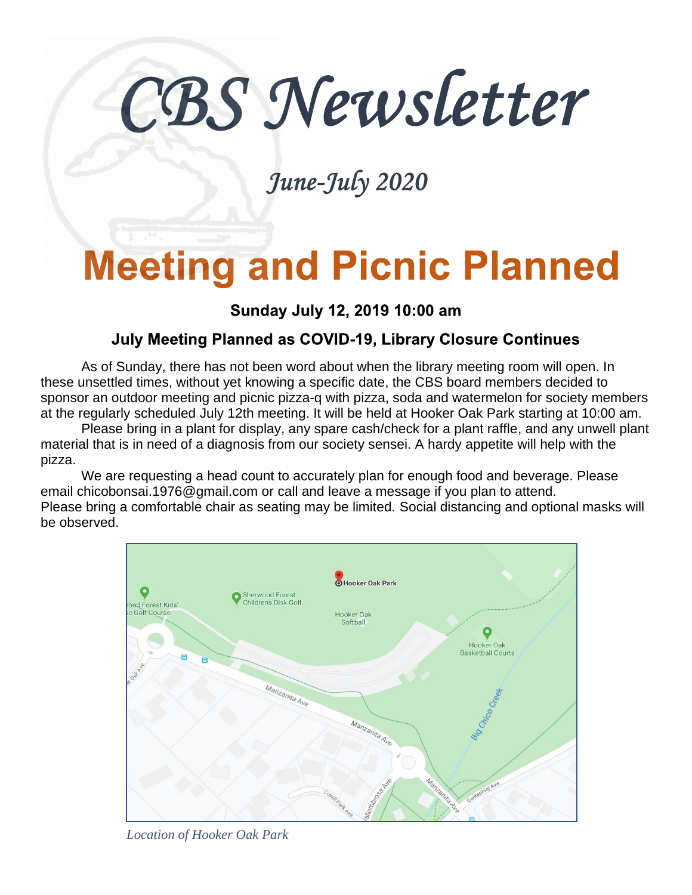# CBS Newsletter

*June-July 2020*

# Meeting and Picnic Planned

**Sunday July 12, 2019 10:00 am**

### July Meeting Planned as COVID-19, Library Closure Continues

As of Sunday, there has not been word about when the library meeting room will open. In these unsettled times, without yet knowing a specific date, the CBS board members decided to sponsor an outdoor meeting and picnic pizza-q with pizza, soda and watermelon for society members at the regularly scheduled July 12th meeting. It will be held at Hooker Oak Park starting at 10:00 am.

Please bring in a plant for display, any spare cash/check for a plant raffle, and any unwell plant material that is in need of a diagnosis from our society sensei. A hardy appetite will help with the pizza.

We are requesting a head count to accurately plan for enough food and beverage. Please email chicobonsai.1976@gmail.com or call and leave a message if you plan to attend. Please bring a comfortable chair as seating may be limited. Social distancing and optional masks will be observed.

*Location of Hooker Oak Park*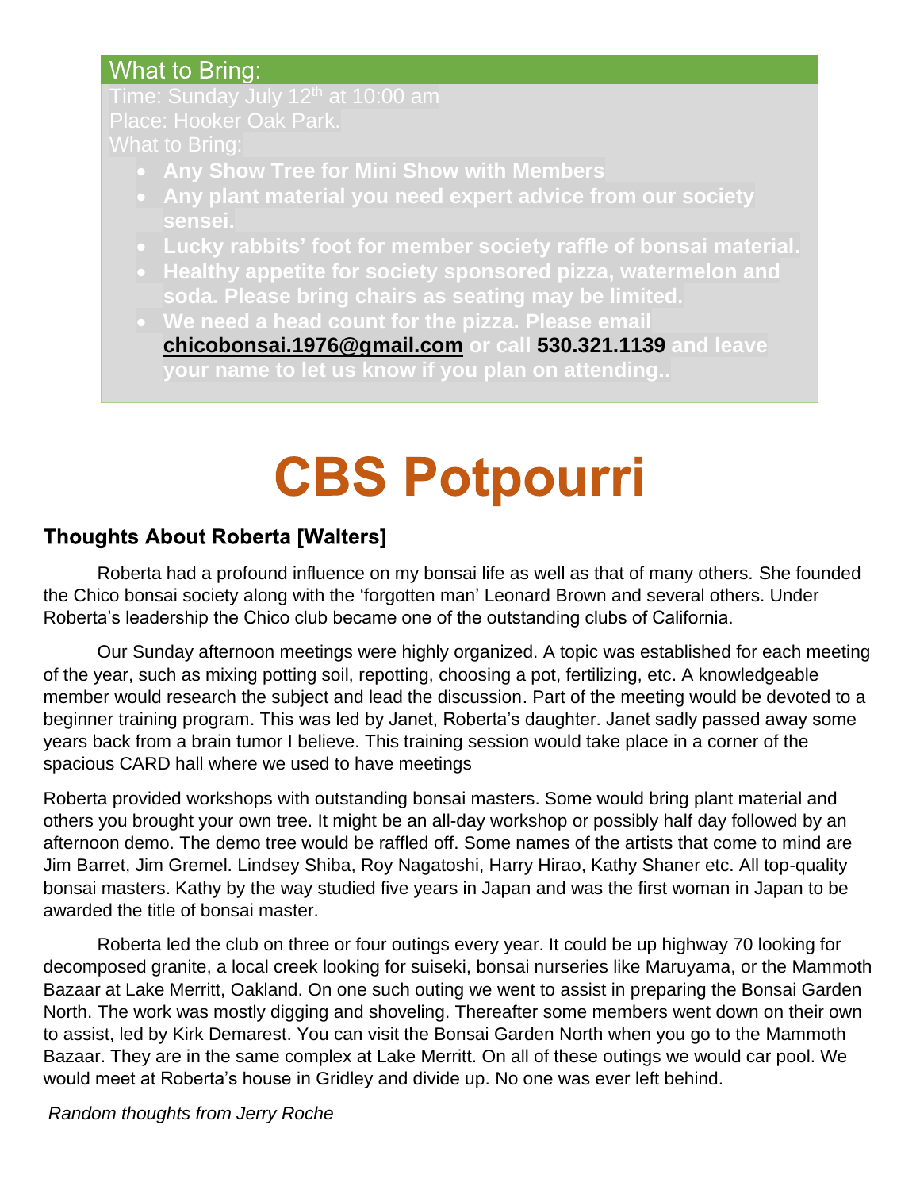## What to Bring:

Time: Sunday July 12th at 10:00 am

Place: Hooker Oak Park.

What to Bring:

- **Any Show Tree for Mini Show with Members**
- **Any plant material you need expert advice from our society sensei.**
- **Lucky rabbits' foot for member society raffle of bonsai material.**
- **Healthy appetite for society sponsored pizza, watermelon and soda. Please bring chairs as seating may be limited.**
- **We need a head count for the pizza. Please email [chicobonsai.1976@gmail.com](mailto:chicobonsai.1976@gmail.com) or call 530.321.1139 and leave your name to let us know if you plan on attending..**

# CBS Potpourri

### Thoughts About Roberta [Walters]

Roberta had a profound influence on my bonsai life as well as that of many others. She founded the Chico bonsai society along with the 'forgotten man' Leonard Brown and several others. Under Roberta's leadership the Chico club became one of the outstanding clubs of California.

Our Sunday afternoon meetings were highly organized. A topic was established for each meeting of the year, such as mixing potting soil, repotting, choosing a pot, fertilizing, etc. A knowledgeable member would research the subject and lead the discussion. Part of the meeting would be devoted to a beginner training program. This was led by Janet, Roberta's daughter. Janet sadly passed away some years back from a brain tumor I believe. This training session would take place in a corner of the spacious CARD hall where we used to have meetings

Roberta provided workshops with outstanding bonsai masters. Some would bring plant material and others you brought your own tree. It might be an all-day workshop or possibly half day followed by an afternoon demo. The demo tree would be raffled off. Some names of the artists that come to mind are Jim Barret, Jim Gremel. Lindsey Shiba, Roy Nagatoshi, Harry Hirao, Kathy Shaner etc. All top-quality bonsai masters. Kathy by the way studied five years in Japan and was the first woman in Japan to be awarded the title of bonsai master.

Roberta led the club on three or four outings every year. It could be up highway 70 looking for decomposed granite, a local creek looking for suiseki, bonsai nurseries like Maruyama, or the Mammoth Bazaar at Lake Merritt, Oakland. On one such outing we went to assist in preparing the Bonsai Garden North. The work was mostly digging and shoveling. Thereafter some members went down on their own to assist, led by Kirk Demarest. You can visit the Bonsai Garden North when you go to the Mammoth Bazaar. They are in the same complex at Lake Merritt. On all of these outings we would car pool. We would meet at Roberta's house in Gridley and divide up. No one was ever left behind.

*Random thoughts from Jerry Roche*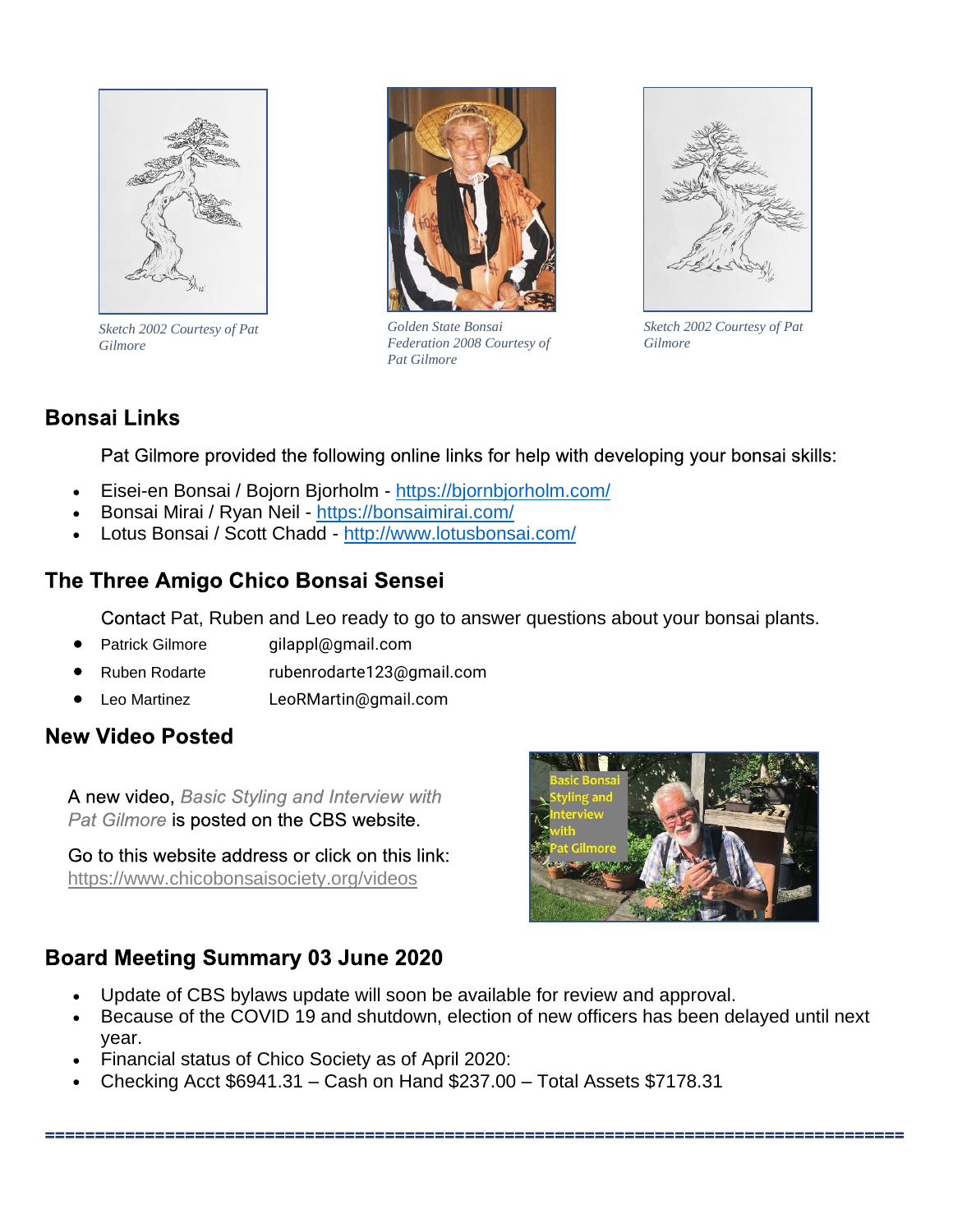Sketch 2002 Courtesy of Pat Gilmore

Golden State Bonsai Federation 2008 Courtesy of Pat Gilmore

Sketch 2002 Courtesy of Pat Gilmore

## Bonsai Links

Pat Gilmore provided the following online links for help with developing your bonsai skills:

- Eisei-en Bonsai / Bojorn Bjorholm - https://bjornbjorholm.com/
- Bonsai Mirai / Ryan Neil - https://bonsaimirai.com/
- Lotus Bonsai / Scott Chadd - http://www.lotusbonsai.com/

## The Three Amigo Chico Bonsai Sensei

Contact Pat, Ruben and Leo ready to go to answer questions about your bonsai plants.

- Patrick Gilmore gilappl@gmail.com
- Ruben Rodarte rubenrodarte123@gmail.com
- Leo Martinez LeoRMartin@gmail.com

## New Video Posted

A new video, *Basic Styling and Interview with Pat Gilmore* is posted on the CBS website.

Go to this website address or click on this link: https://www.chicobonsaisociety.org/videos

## Board Meeting Summary 03 June 2020

- Update of CBS bylaws update will soon be available for review and approval.
- Because of the COVID 19 and shutdown, election of new officers has been delayed until next year.
- Financial status of Chico Society as of April 2020:
- Checking Acct $6941.31 – Cash on Hand $237.00 – Total Assets $7178.31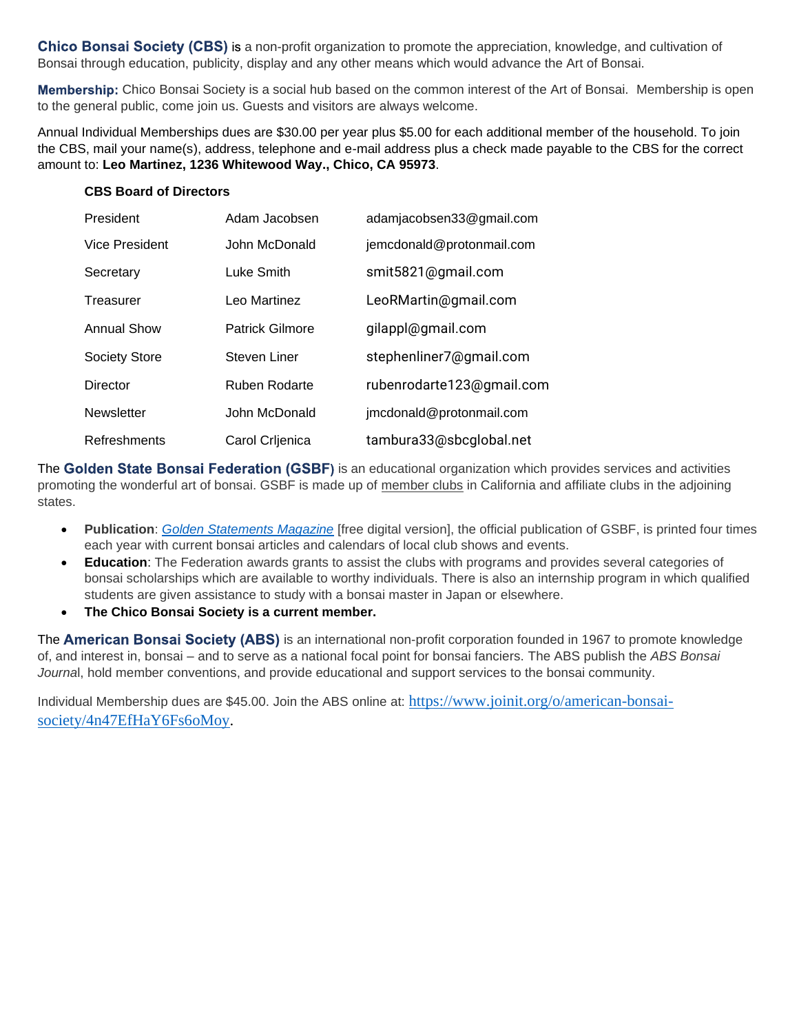**Chico Bonsai Society (CBS)** is a non-profit organization to promote the appreciation, knowledge, and cultivation of Bonsai through education, publicity, display and any other means which would advance the Art of Bonsai.

**Membership:** Chico Bonsai Society is a social hub based on the common interest of the Art of Bonsai. Membership is open to the general public, come join us. Guests and visitors are always welcome.

Annual Individual Memberships dues are $30.00 per year plus $5.00 for each additional member of the household. To join the CBS, mail your name(s), address, telephone and e-mail address plus a check made payable to the CBS for the correct amount to: **Leo Martinez, 1236 Whitewood Way., Chico, CA 95973**.

**CBS Board of Directors**

| | | |
|---|---|---|
| President | Adam Jacobsen | adamjacobsen33@gmail.com |
| Vice President | John McDonald | jemcdonald@protonmail.com |
| Secretary | Luke Smith | smit5821@gmail.com |
| Treasurer | Leo Martinez | LeoRMartin@gmail.com |
| Annual Show | Patrick Gilmore | gilappl@gmail.com |
| Society Store | Steven Liner | stephenliner7@gmail.com |
| Director | Ruben Rodarte | rubenrodarte123@gmail.com |
| Newsletter | John McDonald | jmcdonald@protonmail.com |
| Refreshments | Carol Crljenica | tambura33@sbcglobal.net |

The **Golden State Bonsai Federation (GSBF)** is an educational organization which provides services and activities promoting the wonderful art of bonsai. GSBF is made up of member clubs in California and affiliate clubs in the adjoining states.

- **Publication**: *Golden Statements Magazine* [free digital version], the official publication of GSBF, is printed four times each year with current bonsai articles and calendars of local club shows and events.
- **Education**: The Federation awards grants to assist the clubs with programs and provides several categories of bonsai scholarships which are available to worthy individuals. There is also an internship program in which qualified students are given assistance to study with a bonsai master in Japan or elsewhere.
- **The Chico Bonsai Society is a current member.**

The **American Bonsai Society (ABS)** is an international non-profit corporation founded in 1967 to promote knowledge of, and interest in, bonsai – and to serve as a national focal point for bonsai fanciers. The ABS publish the *ABS Bonsai Journal*, hold member conventions, and provide educational and support services to the bonsai community.

Individual Membership dues are $45.00. Join the ABS online at: https://www.joinit.org/o/american-bonsai-society/4n47EfHaY6Fs6oMoy.